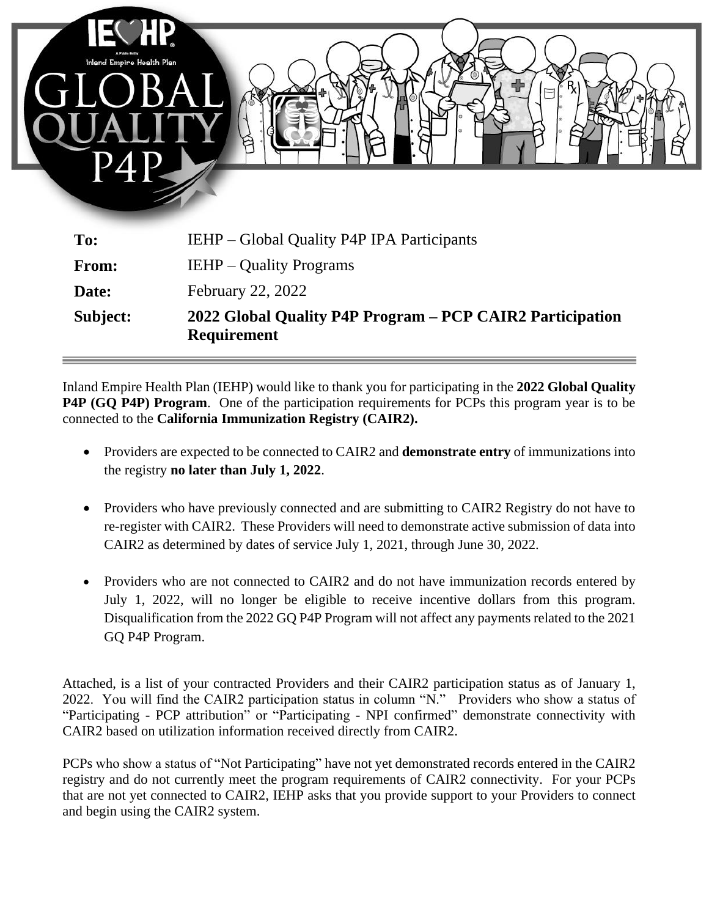| | |
|---|---|
| **To:** | IEHP – Global Quality P4P IPA Participants |
| **From:** | IEHP – Quality Programs |
| **Date:** | February 22, 2022 |
| **Subject:** | **2022 Global Quality P4P Program – PCP CAIR2 Participation Requirement** |

Inland Empire Health Plan (IEHP) would like to thank you for participating in the **2022 Global Quality P4P (GQ P4P) Program**. One of the participation requirements for PCPs this program year is to be connected to the **California Immunization Registry (CAIR2).**

- Providers are expected to be connected to CAIR2 and **demonstrate entry** of immunizations into the registry **no later than July 1, 2022**.
- Providers who have previously connected and are submitting to CAIR2 Registry do not have to re-register with CAIR2. These Providers will need to demonstrate active submission of data into CAIR2 as determined by dates of service July 1, 2021, through June 30, 2022.
- Providers who are not connected to CAIR2 and do not have immunization records entered by July 1, 2022, will no longer be eligible to receive incentive dollars from this program. Disqualification from the 2022 GQ P4P Program will not affect any payments related to the 2021 GQ P4P Program.

Attached, is a list of your contracted Providers and their CAIR2 participation status as of January 1, 2022. You will find the CAIR2 participation status in column "N." Providers who show a status of "Participating - PCP attribution" or "Participating - NPI confirmed" demonstrate connectivity with CAIR2 based on utilization information received directly from CAIR2.

PCPs who show a status of "Not Participating" have not yet demonstrated records entered in the CAIR2 registry and do not currently meet the program requirements of CAIR2 connectivity. For your PCPs that are not yet connected to CAIR2, IEHP asks that you provide support to your Providers to connect and begin using the CAIR2 system.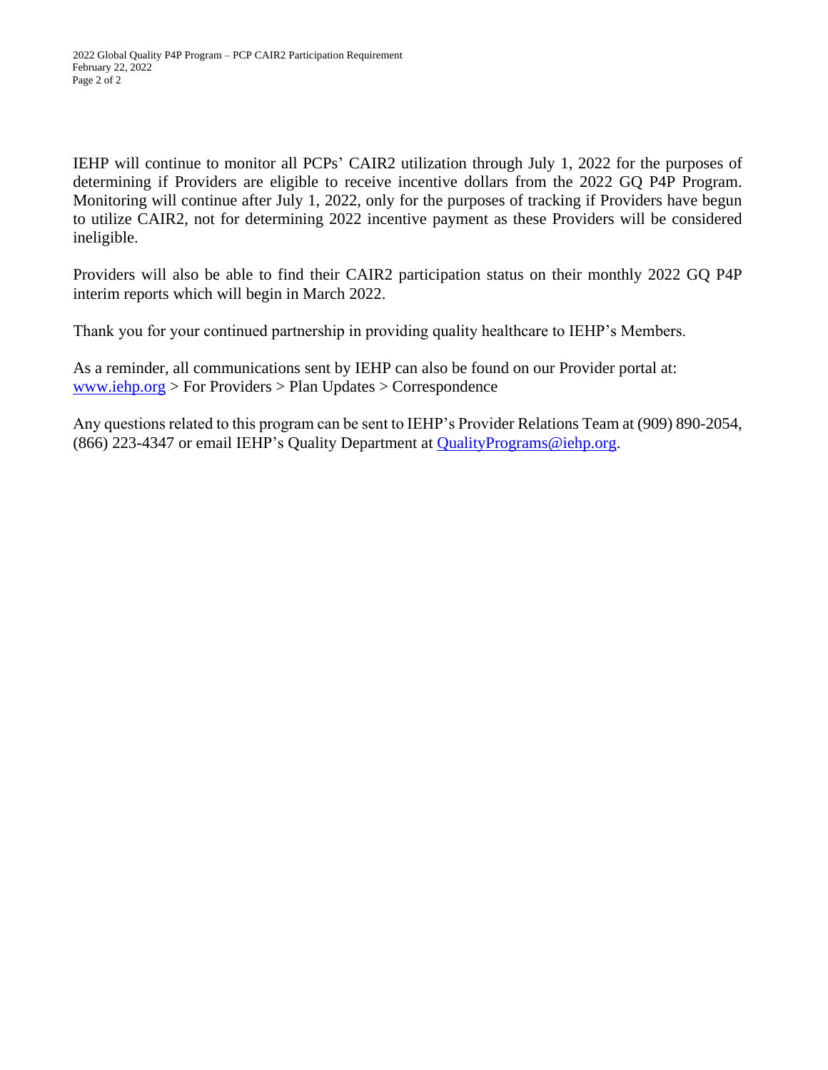IEHP will continue to monitor all PCPs' CAIR2 utilization through July 1, 2022 for the purposes of determining if Providers are eligible to receive incentive dollars from the 2022 GQ P4P Program. Monitoring will continue after July 1, 2022, only for the purposes of tracking if Providers have begun to utilize CAIR2, not for determining 2022 incentive payment as these Providers will be considered ineligible.

Providers will also be able to find their CAIR2 participation status on their monthly 2022 GQ P4P interim reports which will begin in March 2022.

Thank you for your continued partnership in providing quality healthcare to IEHP's Members.

As a reminder, all communications sent by IEHP can also be found on our Provider portal at: [www.iehp.org](http://www.iehp.org) > For Providers > Plan Updates > Correspondence

Any questions related to this program can be sent to IEHP's Provider Relations Team at (909) 890-2054, (866) 223-4347 or email IEHP's Quality Department at [QualityPrograms@iehp.org](mailto:QualityPrograms@iehp.org).